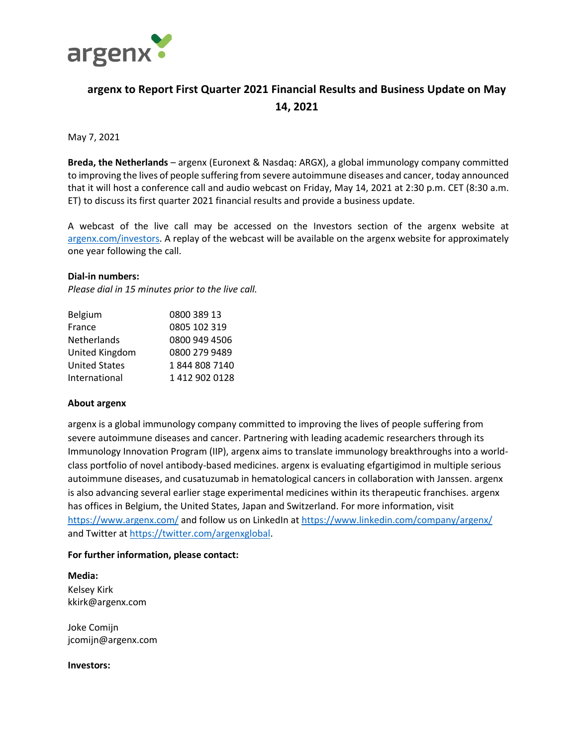# argenx to Report First Quarter 2021 Financial Results and Business Update on May 14, 2021

May 7, 2021

**Breda, the Netherlands** – argenx (Euronext & Nasdaq: ARGX), a global immunology company committed to improving the lives of people suffering from severe autoimmune diseases and cancer, today announced that it will host a conference call and audio webcast on Friday, May 14, 2021 at 2:30 p.m. CET (8:30 a.m. ET) to discuss its first quarter 2021 financial results and provide a business update.

A webcast of the live call may be accessed on the Investors section of the argenx website at argenx.com/investors. A replay of the webcast will be available on the argenx website for approximately one year following the call.

**Dial-in numbers:**

*Please dial in 15 minutes prior to the live call.*

| | |
|---|---|
| Belgium | 0800 389 13 |
| France | 0805 102 319 |
| Netherlands | 0800 949 4506 |
| United Kingdom | 0800 279 9489 |
| United States | 1 844 808 7140 |
| International | 1 412 902 0128 |

**About argenx**

argenx is a global immunology company committed to improving the lives of people suffering from severe autoimmune diseases and cancer. Partnering with leading academic researchers through its Immunology Innovation Program (IIP), argenx aims to translate immunology breakthroughs into a world-class portfolio of novel antibody-based medicines. argenx is evaluating efgartigimod in multiple serious autoimmune diseases, and cusatuzumab in hematological cancers in collaboration with Janssen. argenx is also advancing several earlier stage experimental medicines within its therapeutic franchises. argenx has offices in Belgium, the United States, Japan and Switzerland. For more information, visit https://www.argenx.com/ and follow us on LinkedIn at https://www.linkedin.com/company/argenx/ and Twitter at https://twitter.com/argenxglobal.

**For further information, please contact:**

**Media:**
Kelsey Kirk
kkirk@argenx.com

Joke Comijn
jcomijn@argenx.com

**Investors:**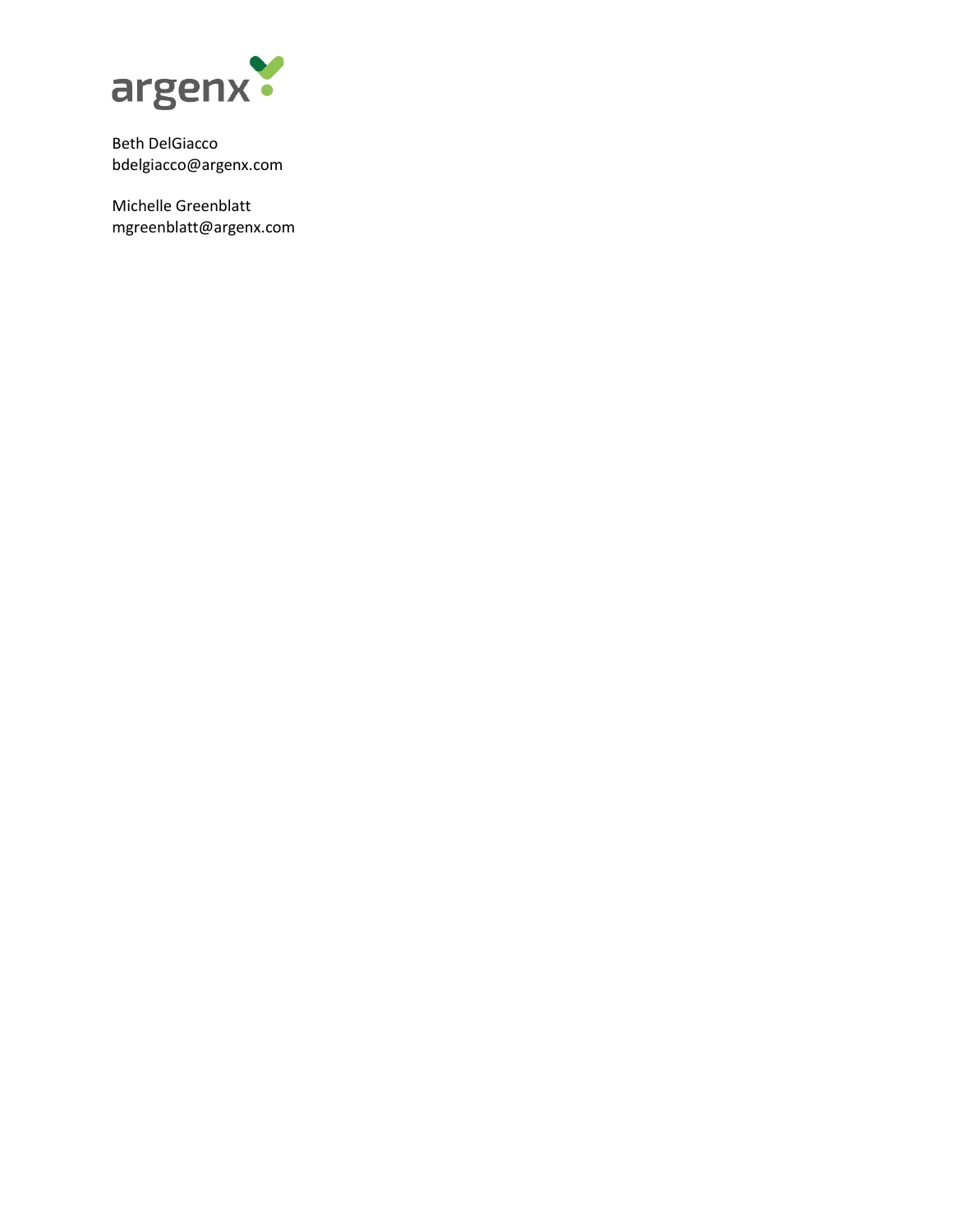argenx

Beth DelGiacco
bdelgiacco@argenx.com

Michelle Greenblatt
mgreenblatt@argenx.com